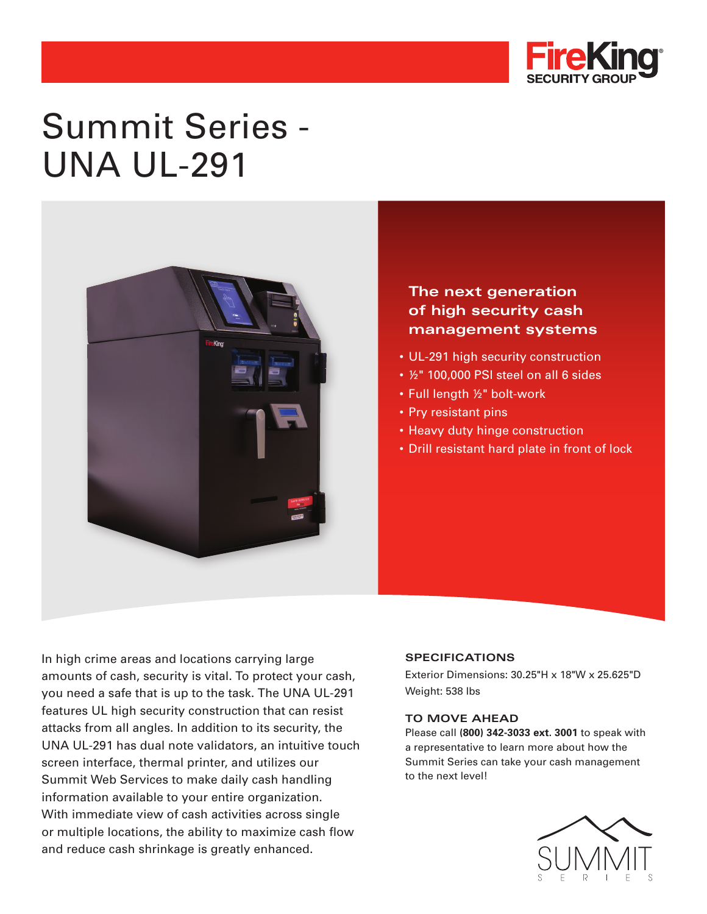# Summit Series - UNA UL-291

### The next generation of high security cash management systems

- UL-291 high security construction
- ½" 100,000 PSI steel on all 6 sides
- Full length ½" bolt-work
- Pry resistant pins
- Heavy duty hinge construction
- Drill resistant hard plate in front of lock

In high crime areas and locations carrying large amounts of cash, security is vital. To protect your cash, you need a safe that is up to the task. The UNA UL-291 features UL high security construction that can resist attacks from all angles. In addition to its security, the UNA UL-291 has dual note validators, an intuitive touch screen interface, thermal printer, and utilizes our Summit Web Services to make daily cash handling information available to your entire organization. With immediate view of cash activities across single or multiple locations, the ability to maximize cash flow and reduce cash shrinkage is greatly enhanced.

### SPECIFICATIONS

Exterior Dimensions: 30.25"H x 18"W x 25.625"D

Weight: 538 lbs

### TO MOVE AHEAD

Please call **(800) 342-3033 ext. 3001** to speak with a representative to learn more about how the Summit Series can take your cash management to the next level!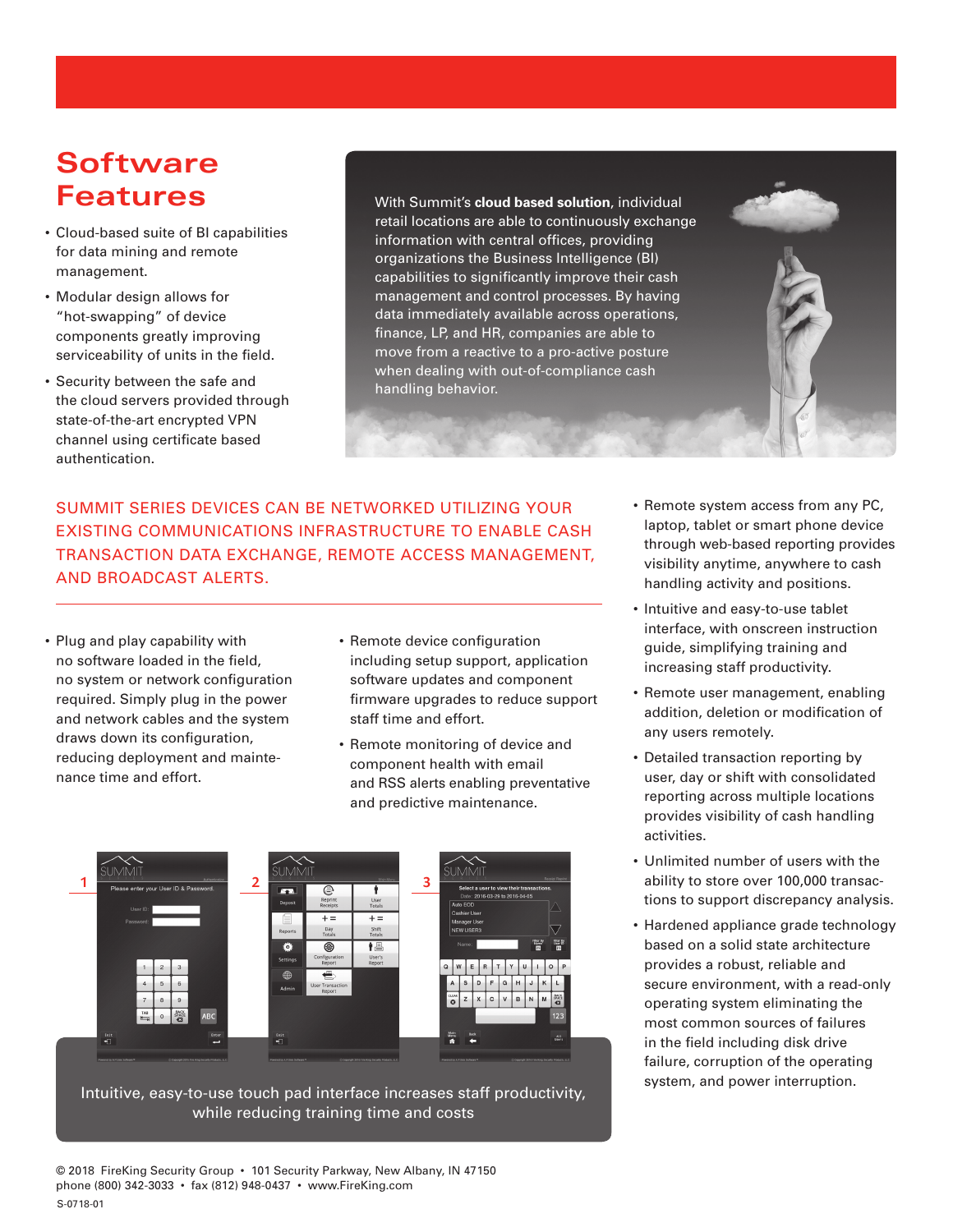# Software Features

- Cloud-based suite of BI capabilities for data mining and remote management.
- Modular design allows for "hot-swapping" of device components greatly improving serviceability of units in the field.
- Security between the safe and the cloud servers provided through state-of-the-art encrypted VPN channel using certificate based authentication.

With Summit's **cloud based solution**, individual retail locations are able to continuously exchange information with central offices, providing organizations the Business Intelligence (BI) capabilities to significantly improve their cash management and control processes. By having data immediately available across operations, finance, LP, and HR, companies are able to move from a reactive to a pro-active posture when dealing with out-of-compliance cash handling behavior.

SUMMIT SERIES DEVICES CAN BE NETWORKED UTILIZING YOUR EXISTING COMMUNICATIONS INFRASTRUCTURE TO ENABLE CASH TRANSACTION DATA EXCHANGE, REMOTE ACCESS MANAGEMENT, AND BROADCAST ALERTS.

- Plug and play capability with no software loaded in the field, no system or network configuration required. Simply plug in the power and network cables and the system draws down its configuration, reducing deployment and maintenance time and effort.
- Remote device configuration including setup support, application software updates and component firmware upgrades to reduce support staff time and effort.
- Remote monitoring of device and component health with email and RSS alerts enabling preventative and predictive maintenance.
- Remote system access from any PC, laptop, tablet or smart phone device through web-based reporting provides visibility anytime, anywhere to cash handling activity and positions.
- Intuitive and easy-to-use tablet interface, with onscreen instruction guide, simplifying training and increasing staff productivity.
- Remote user management, enabling addition, deletion or modification of any users remotely.
- Detailed transaction reporting by user, day or shift with consolidated reporting across multiple locations provides visibility of cash handling activities.
- Unlimited number of users with the ability to store over 100,000 transactions to support discrepancy analysis.
- Hardened appliance grade technology based on a solid state architecture provides a robust, reliable and secure environment, with a read-only operating system eliminating the most common sources of failures in the field including disk drive failure, corruption of the operating system, and power interruption.

1 2 3

Intuitive, easy-to-use touch pad interface increases staff productivity, while reducing training time and costs

© 2018 FireKing Security Group • 101 Security Parkway, New Albany, IN 47150
phone (800) 342-3033 • fax (812) 948-0437 • www.FireKing.com

S-0718-01